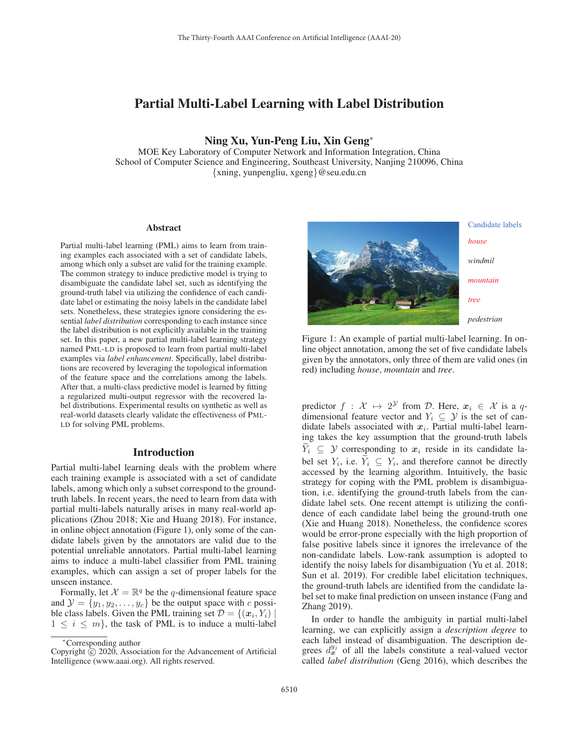# Partial Multi-Label Learning with Label Distribution

**Ning Xu, Yun-Peng Liu, Xin Geng***

MOE Key Laboratory of Computer Network and Information Integration, China
School of Computer Science and Engineering, Southeast University, Nanjing 210096, China
{xning, yunpengliu, xgeng}@seu.edu.cn

## Abstract

Partial multi-label learning (PML) aims to learn from training examples each associated with a set of candidate labels, among which only a subset are valid for the training example. The common strategy to induce predictive model is trying to disambiguate the candidate label set, such as identifying the ground-truth label via utilizing the confidence of each candidate label or estimating the noisy labels in the candidate label sets. Nonetheless, these strategies ignore considering the essential *label distribution* corresponding to each instance since the label distribution is not explicitly available in the training set. In this paper, a new partial multi-label learning strategy named PML-LD is proposed to learn from partial multi-label examples via *label enhancement*. Specifically, label distributions are recovered by leveraging the topological information of the feature space and the correlations among the labels. After that, a multi-class predictive model is learned by fitting a regularized multi-output regressor with the recovered label distributions. Experimental results on synthetic as well as real-world datasets clearly validate the effectiveness of PML-LD for solving PML problems.

## Introduction

Partial multi-label learning deals with the problem where each training example is associated with a set of candidate labels, among which only a subset correspond to the ground-truth labels. In recent years, the need to learn from data with partial multi-labels naturally arises in many real-world applications (Zhou 2018; Xie and Huang 2018). For instance, in online object annotation (Figure 1), only some of the candidate labels given by the annotators are valid due to the potential unreliable annotators. Partial multi-label learning aims to induce a multi-label classifier from PML training examples, which can assign a set of proper labels for the unseen instance.

Formally, let $\mathcal{X} = \mathbb{R}^q$ be the $q$-dimensional feature space and $\mathcal{Y} = \{y_1, y_2, \ldots, y_c\}$ be the output space with $c$ possible class labels. Given the PML training set $\mathcal{D} = \{(\boldsymbol{x}_i, Y_i) \mid 1 \leq i \leq m\}$, the task of PML is to induce a multi-label predictor $f : \mathcal{X} \mapsto 2^{\mathcal{Y}}$ from $\mathcal{D}$. Here, $\boldsymbol{x}_i \in \mathcal{X}$ is a $q$-dimensional feature vector and $Y_i \subseteq \mathcal{Y}$ is the set of candidate labels associated with $\boldsymbol{x}_i$. Partial multi-label learning takes the key assumption that the ground-truth labels $\widetilde{Y}_i \subseteq \mathcal{Y}$ corresponding to $\boldsymbol{x}_i$ reside in its candidate label set $Y_i$, i.e. $\widetilde{Y}_i \subseteq Y_i$, and therefore cannot be directly accessed by the learning algorithm. Intuitively, the basic strategy for coping with the PML problem is disambiguation, i.e. identifying the ground-truth labels from the candidate label sets. One recent attempt is utilizing the confidence of each candidate label being the ground-truth one (Xie and Huang 2018). Nonetheless, the confidence scores would be error-prone especially with the high proportion of false positive labels since it ignores the irrelevance of the non-candidate labels. Low-rank assumption is adopted to identify the noisy labels for disambiguation (Yu et al. 2018; Sun et al. 2019). For credible label elicitation techniques, the ground-truth labels are identified from the candidate label set to make final prediction on unseen instance (Fang and Zhang 2019).

Candidate labels: *house*, *windmil*, *mountain*, *tree*, *pedestrian*

Figure 1: An example of partial multi-label learning. In online object annotation, among the set of five candidate labels given by the annotators, only three of them are valid ones (in red) including *house*, *mountain* and *tree*.

In order to handle the ambiguity in partial multi-label learning, we can explicitly assign a *description degree* to each label instead of disambiguation. The description degrees $d_{\boldsymbol{x}}^{y_j}$ of all the labels constitute a real-valued vector called *label distribution* (Geng 2016), which describes the

*Corresponding author

Copyright © 2020, Association for the Advancement of Artificial Intelligence (www.aaai.org). All rights reserved.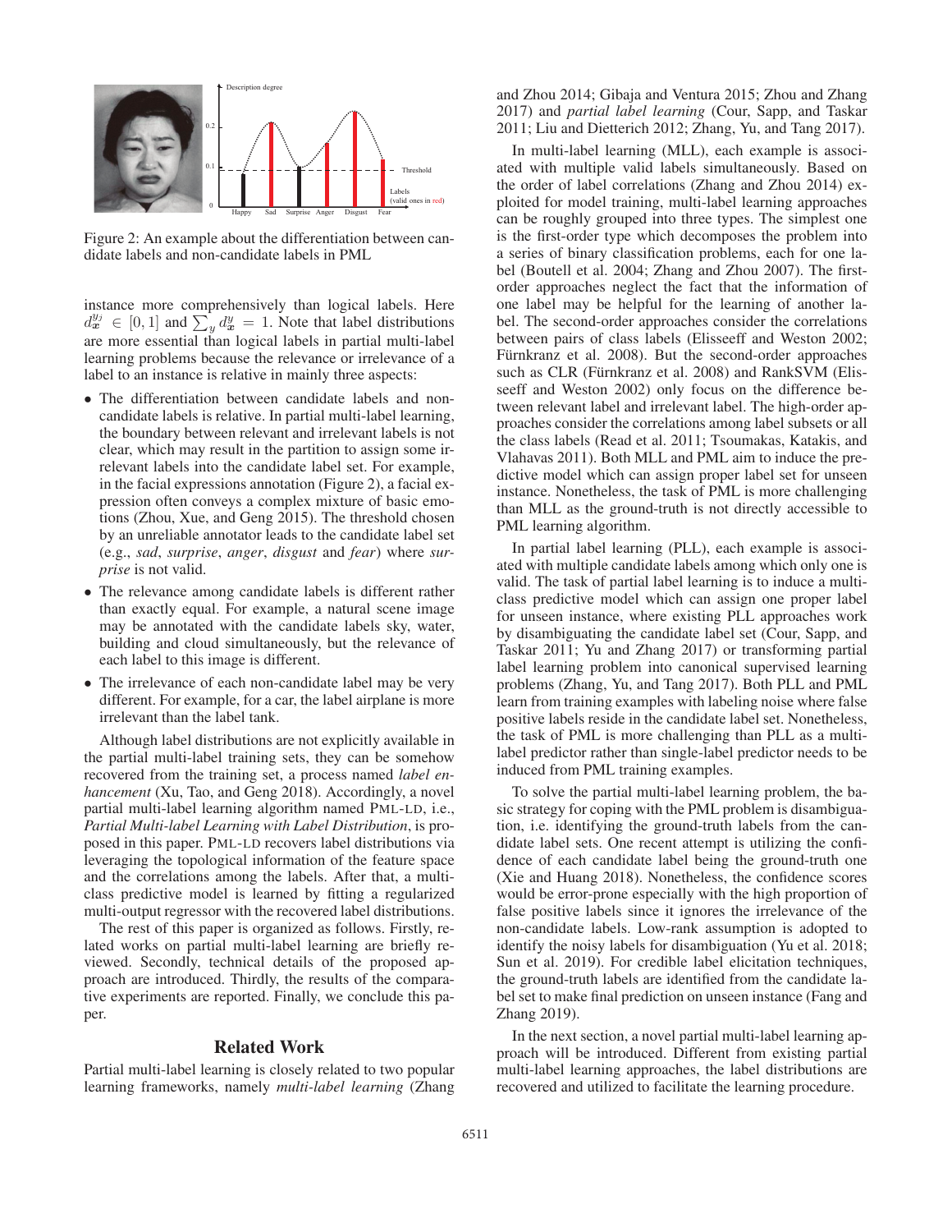Figure 2: An example about the differentiation between candidate labels and non-candidate labels in PML

instance more comprehensively than logical labels. Here $d_{\boldsymbol{x}}^{y_j} \in [0, 1]$ and $\sum_y d_{\boldsymbol{x}}^y = 1$. Note that label distributions are more essential than logical labels in partial multi-label learning problems because the relevance or irrelevance of a label to an instance is relative in mainly three aspects:

- The differentiation between candidate labels and non-candidate labels is relative. In partial multi-label learning, the boundary between relevant and irrelevant labels is not clear, which may result in the partition to assign some irrelevant labels into the candidate label set. For example, in the facial expressions annotation (Figure 2), a facial expression often conveys a complex mixture of basic emotions (Zhou, Xue, and Geng 2015). The threshold chosen by an unreliable annotator leads to the candidate label set (e.g., *sad*, *surprise*, *anger*, *disgust* and *fear*) where *surprise* is not valid.
- The relevance among candidate labels is different rather than exactly equal. For example, a natural scene image may be annotated with the candidate labels sky, water, building and cloud simultaneously, but the relevance of each label to this image is different.
- The irrelevance of each non-candidate label may be very different. For example, for a car, the label airplane is more irrelevant than the label tank.

Although label distributions are not explicitly available in the partial multi-label training sets, they can be somehow recovered from the training set, a process named *label enhancement* (Xu, Tao, and Geng 2018). Accordingly, a novel partial multi-label learning algorithm named PML-LD, i.e., *Partial Multi-label Learning with Label Distribution*, is proposed in this paper. PML-LD recovers label distributions via leveraging the topological information of the feature space and the correlations among the labels. After that, a multi-class predictive model is learned by fitting a regularized multi-output regressor with the recovered label distributions.

The rest of this paper is organized as follows. Firstly, related works on partial multi-label learning are briefly reviewed. Secondly, technical details of the proposed approach are introduced. Thirdly, the results of the comparative experiments are reported. Finally, we conclude this paper.

## Related Work

Partial multi-label learning is closely related to two popular learning frameworks, namely *multi-label learning* (Zhang and Zhou 2014; Gibaja and Ventura 2015; Zhou and Zhang 2017) and *partial label learning* (Cour, Sapp, and Taskar 2011; Liu and Dietterich 2012; Zhang, Yu, and Tang 2017).

In multi-label learning (MLL), each example is associated with multiple valid labels simultaneously. Based on the order of label correlations (Zhang and Zhou 2014) exploited for model training, multi-label learning approaches can be roughly grouped into three types. The simplest one is the first-order type which decomposes the problem into a series of binary classification problems, each for one label (Boutell et al. 2004; Zhang and Zhou 2007). The first-order approaches neglect the fact that the information of one label may be helpful for the learning of another label. The second-order approaches consider the correlations between pairs of class labels (Elisseeff and Weston 2002; Fürnkranz et al. 2008). But the second-order approaches such as CLR (Fürnkranz et al. 2008) and RankSVM (Elisseeff and Weston 2002) only focus on the difference between relevant label and irrelevant label. The high-order approaches consider the correlations among label subsets or all the class labels (Read et al. 2011; Tsoumakas, Katakis, and Vlahavas 2011). Both MLL and PML aim to induce the predictive model which can assign proper label set for unseen instance. Nonetheless, the task of PML is more challenging than MLL as the ground-truth is not directly accessible to PML learning algorithm.

In partial label learning (PLL), each example is associated with multiple candidate labels among which only one is valid. The task of partial label learning is to induce a multi-class predictive model which can assign one proper label for unseen instance, where existing PLL approaches work by disambiguating the candidate label set (Cour, Sapp, and Taskar 2011; Yu and Zhang 2017) or transforming partial label learning problem into canonical supervised learning problems (Zhang, Yu, and Tang 2017). Both PLL and PML learn from training examples with labeling noise where false positive labels reside in the candidate label set. Nonetheless, the task of PML is more challenging than PLL as a multi-label predictor rather than single-label predictor needs to be induced from PML training examples.

To solve the partial multi-label learning problem, the basic strategy for coping with the PML problem is disambiguation, i.e. identifying the ground-truth labels from the candidate label sets. One recent attempt is utilizing the confidence of each candidate label being the ground-truth one (Xie and Huang 2018). Nonetheless, the confidence scores would be error-prone especially with the high proportion of false positive labels since it ignores the irrelevance of the non-candidate labels. Low-rank assumption is adopted to identify the noisy labels for disambiguation (Yu et al. 2018; Sun et al. 2019). For credible label elicitation techniques, the ground-truth labels are identified from the candidate label set to make final prediction on unseen instance (Fang and Zhang 2019).

In the next section, a novel partial multi-label learning approach will be introduced. Different from existing partial multi-label learning approaches, the label distributions are recovered and utilized to facilitate the learning procedure.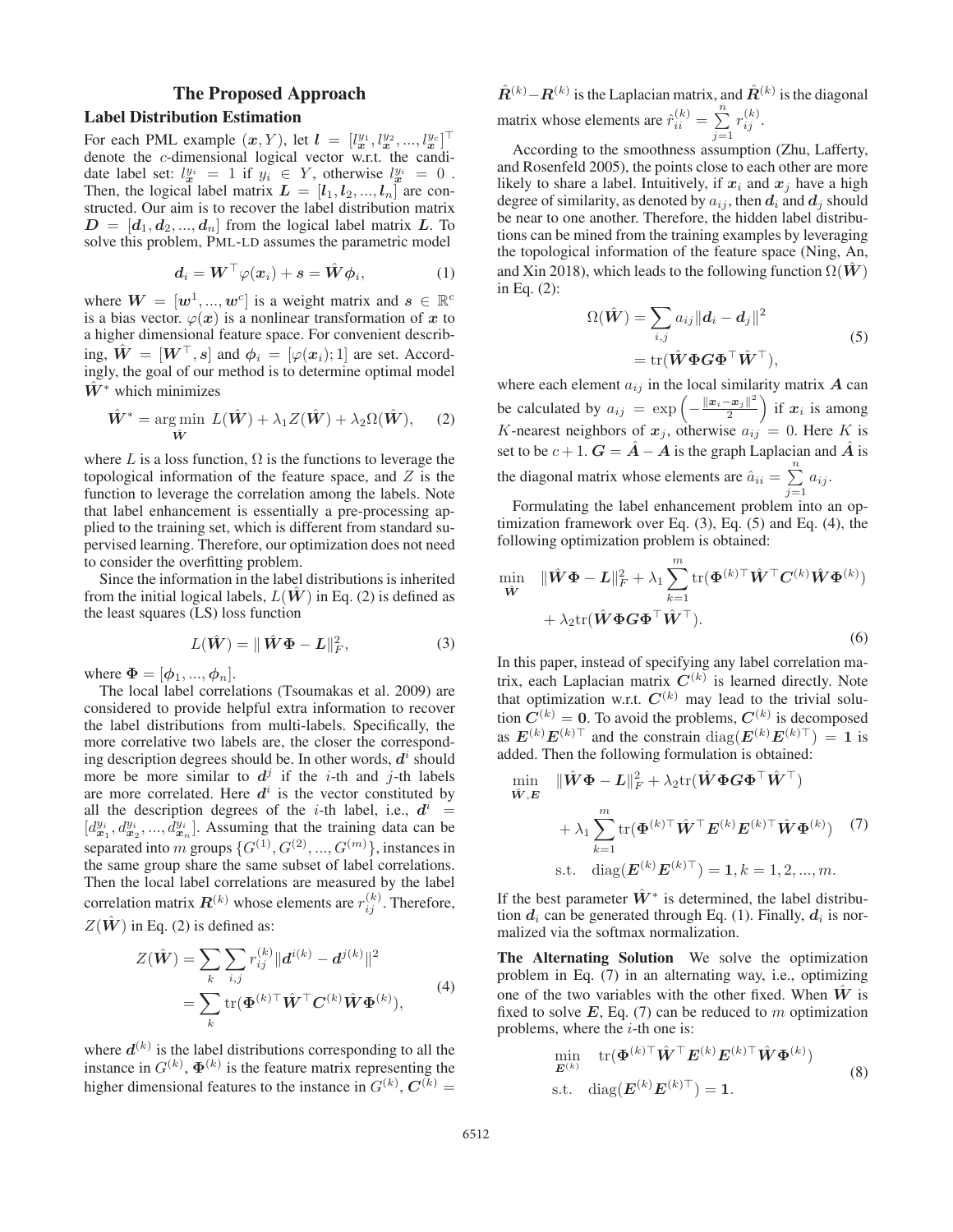## The Proposed Approach

### Label Distribution Estimation

For each PML example $(\boldsymbol{x}, Y)$, let $\boldsymbol{l} = [l_{\boldsymbol{x}}^{y_1}, l_{\boldsymbol{x}}^{y_2}, ..., l_{\boldsymbol{x}}^{y_c}]^\top$ denote the $c$-dimensional logical vector w.r.t. the candidate label set: $l_{\boldsymbol{x}}^{y_i} = 1$ if $y_i \in Y$, otherwise $l_{\boldsymbol{x}}^{y_i} = 0$. Then, the logical label matrix $\boldsymbol{L} = [\boldsymbol{l}_1, \boldsymbol{l}_2, ..., \boldsymbol{l}_n]$ are constructed. Our aim is to recover the label distribution matrix $\boldsymbol{D} = [\boldsymbol{d}_1, \boldsymbol{d}_2, ..., \boldsymbol{d}_n]$ from the logical label matrix $\boldsymbol{L}$. To solve this problem, PML-LD assumes the parametric model

$$\boldsymbol{d}_i = \boldsymbol{W}^\top \varphi(\boldsymbol{x}_i) + \boldsymbol{s} = \hat{\boldsymbol{W}} \boldsymbol{\phi}_i, \tag{1}$$

where $\boldsymbol{W} = [\boldsymbol{w}^1, ..., \boldsymbol{w}^c]$ is a weight matrix and $\boldsymbol{s} \in \mathbb{R}^c$ is a bias vector. $\varphi(\boldsymbol{x})$ is a nonlinear transformation of $\boldsymbol{x}$ to a higher dimensional feature space. For convenient describing, $\hat{\boldsymbol{W}} = [\boldsymbol{W}^\top, \boldsymbol{s}]$ and $\boldsymbol{\phi}_i = [\varphi(\boldsymbol{x}_i); 1]$ are set. Accordingly, the goal of our method is to determine optimal model $\hat{\boldsymbol{W}}^*$ which minimizes

$$\hat{\boldsymbol{W}}^* = \underset{\hat{\boldsymbol{W}}}{\arg\min}\ L(\hat{\boldsymbol{W}}) + \lambda_1 Z(\hat{\boldsymbol{W}}) + \lambda_2 \Omega(\hat{\boldsymbol{W}}), \tag{2}$$

where $L$ is a loss function, $\Omega$ is the functions to leverage the topological information of the feature space, and $Z$ is the function to leverage the correlation among the labels. Note that label enhancement is essentially a pre-processing applied to the training set, which is different from standard supervised learning. Therefore, our optimization does not need to consider the overfitting problem.

Since the information in the label distributions is inherited from the initial logical labels, $L(\hat{\boldsymbol{W}})$ in Eq. (2) is defined as the least squares (LS) loss function

$$L(\hat{\boldsymbol{W}}) = \| \hat{\boldsymbol{W}} \boldsymbol{\Phi} - \boldsymbol{L} \|_F^2, \tag{3}$$

where $\boldsymbol{\Phi} = [\boldsymbol{\phi}_1, ..., \boldsymbol{\phi}_n]$.

The local label correlations (Tsoumakas et al. 2009) are considered to provide helpful extra information to recover the label distributions from multi-labels. Specifically, the more correlative two labels are, the closer the corresponding description degrees should be. In other words, $\boldsymbol{d}^i$ should more be more similar to $\boldsymbol{d}^j$ if the $i$-th and $j$-th labels are more correlated. Here $\boldsymbol{d}^i$ is the vector constituted by all the description degrees of the $i$-th label, i.e., $\boldsymbol{d}^i = [d_{\boldsymbol{x}_1}^{y_i}, d_{\boldsymbol{x}_2}^{y_i}, ..., d_{\boldsymbol{x}_n}^{y_i}]$. Assuming that the training data can be separated into $m$ groups $\{G^{(1)}, G^{(2)}, ..., G^{(m)}\}$, instances in the same group share the same subset of label correlations. Then the local label correlations are measured by the label correlation matrix $\boldsymbol{R}^{(k)}$ whose elements are $r_{ij}^{(k)}$. Therefore, $Z(\hat{\boldsymbol{W}})$ in Eq. (2) is defined as:

$$\begin{aligned} Z(\hat{\boldsymbol{W}}) &= \sum_k \sum_{i,j} r_{ij}^{(k)} \| \boldsymbol{d}^{i(k)} - \boldsymbol{d}^{j(k)} \|^2 \\ &= \sum_k \mathrm{tr}(\boldsymbol{\Phi}^{(k)\top} \hat{\boldsymbol{W}}^\top \boldsymbol{C}^{(k)} \hat{\boldsymbol{W}} \boldsymbol{\Phi}^{(k)}), \end{aligned} \tag{4}$$

where $\boldsymbol{d}^{(k)}$ is the label distributions corresponding to all the instance in $G^{(k)}$, $\boldsymbol{\Phi}^{(k)}$ is the feature matrix representing the higher dimensional features to the instance in $G^{(k)}$, $\boldsymbol{C}^{(k)} = \hat{\boldsymbol{R}}^{(k)} - \boldsymbol{R}^{(k)}$ is the Laplacian matrix, and $\hat{\boldsymbol{R}}^{(k)}$ is the diagonal matrix whose elements are $\hat{r}_{ii}^{(k)} = \sum_{j=1}^{n} r_{ij}^{(k)}$.

According to the smoothness assumption (Zhu, Lafferty, and Rosenfeld 2005), the points close to each other are more likely to share a label. Intuitively, if $\boldsymbol{x}_i$ and $\boldsymbol{x}_j$ have a high degree of similarity, as denoted by $a_{ij}$, then $\boldsymbol{d}_i$ and $\boldsymbol{d}_j$ should be near to one another. Therefore, the hidden label distributions can be mined from the training examples by leveraging the topological information of the feature space (Ning, An, and Xin 2018), which leads to the following function $\Omega(\hat{\boldsymbol{W}})$ in Eq. (2):

$$\begin{aligned} \Omega(\hat{\boldsymbol{W}}) &= \sum_{i,j} a_{ij} \| \boldsymbol{d}_i - \boldsymbol{d}_j \|^2 \\ &= \mathrm{tr}(\hat{\boldsymbol{W}} \boldsymbol{\Phi} \boldsymbol{G} \boldsymbol{\Phi}^\top \hat{\boldsymbol{W}}^\top), \end{aligned} \tag{5}$$

where each element $a_{ij}$ in the local similarity matrix $\boldsymbol{A}$ can be calculated by $a_{ij} = \exp\left(-\frac{\|\boldsymbol{x}_i - \boldsymbol{x}_j\|^2}{2}\right)$ if $\boldsymbol{x}_i$ is among $K$-nearest neighbors of $\boldsymbol{x}_j$, otherwise $a_{ij} = 0$. Here $K$ is set to be $c+1$. $\boldsymbol{G} = \hat{\boldsymbol{A}} - \boldsymbol{A}$ is the graph Laplacian and $\hat{\boldsymbol{A}}$ is the diagonal matrix whose elements are $\hat{a}_{ii} = \sum_{j=1}^{n} a_{ij}$.

Formulating the label enhancement problem into an optimization framework over Eq. (3), Eq. (5) and Eq. (4), the following optimization problem is obtained:

$$\begin{aligned} \min_{\hat{\boldsymbol{W}}} \quad & \| \hat{\boldsymbol{W}} \boldsymbol{\Phi} - \boldsymbol{L} \|_F^2 + \lambda_1 \sum_{k=1}^{m} \mathrm{tr}(\boldsymbol{\Phi}^{(k)\top} \hat{\boldsymbol{W}}^\top \boldsymbol{C}^{(k)} \hat{\boldsymbol{W}} \boldsymbol{\Phi}^{(k)}) \\ & + \lambda_2 \mathrm{tr}(\hat{\boldsymbol{W}} \boldsymbol{\Phi} \boldsymbol{G} \boldsymbol{\Phi}^\top \hat{\boldsymbol{W}}^\top). \end{aligned} \tag{6}$$

In this paper, instead of specifying any label correlation matrix, each Laplacian matrix $\boldsymbol{C}^{(k)}$ is learned directly. Note that optimization w.r.t. $\boldsymbol{C}^{(k)}$ may lead to the trivial solution $\boldsymbol{C}^{(k)} = \boldsymbol{0}$. To avoid the problems, $\boldsymbol{C}^{(k)}$ is decomposed as $\boldsymbol{E}^{(k)} \boldsymbol{E}^{(k)\top}$ and the constrain $\mathrm{diag}(\boldsymbol{E}^{(k)} \boldsymbol{E}^{(k)\top}) = \boldsymbol{1}$ is added. Then the following formulation is obtained:

$$\begin{aligned} \min_{\hat{\boldsymbol{W}}, \boldsymbol{E}} \quad & \| \hat{\boldsymbol{W}} \boldsymbol{\Phi} - \boldsymbol{L} \|_F^2 + \lambda_2 \mathrm{tr}(\hat{\boldsymbol{W}} \boldsymbol{\Phi} \boldsymbol{G} \boldsymbol{\Phi}^\top \hat{\boldsymbol{W}}^\top) \\ & + \lambda_1 \sum_{k=1}^{m} \mathrm{tr}(\boldsymbol{\Phi}^{(k)\top} \hat{\boldsymbol{W}}^\top \boldsymbol{E}^{(k)} \boldsymbol{E}^{(k)\top} \hat{\boldsymbol{W}} \boldsymbol{\Phi}^{(k)}) \\ \text{s.t.} \quad & \mathrm{diag}(\boldsymbol{E}^{(k)} \boldsymbol{E}^{(k)\top}) = \boldsymbol{1}, k = 1, 2, ..., m. \end{aligned} \tag{7}$$

If the best parameter $\hat{\boldsymbol{W}}^*$ is determined, the label distribution $\boldsymbol{d}_i$ can be generated through Eq. (1). Finally, $\boldsymbol{d}_i$ is normalized via the softmax normalization.

**The Alternating Solution** We solve the optimization problem in Eq. (7) in an alternating way, i.e., optimizing one of the two variables with the other fixed. When $\hat{\boldsymbol{W}}$ is fixed to solve $\boldsymbol{E}$, Eq. (7) can be reduced to $m$ optimization problems, where the $i$-th one is:

$$\begin{aligned} \min_{\boldsymbol{E}^{(k)}} \quad & \mathrm{tr}(\boldsymbol{\Phi}^{(k)\top} \hat{\boldsymbol{W}}^\top \boldsymbol{E}^{(k)} \boldsymbol{E}^{(k)\top} \hat{\boldsymbol{W}} \boldsymbol{\Phi}^{(k)}) \\ \text{s.t.} \quad & \mathrm{diag}(\boldsymbol{E}^{(k)} \boldsymbol{E}^{(k)\top}) = \boldsymbol{1}. \end{aligned} \tag{8}$$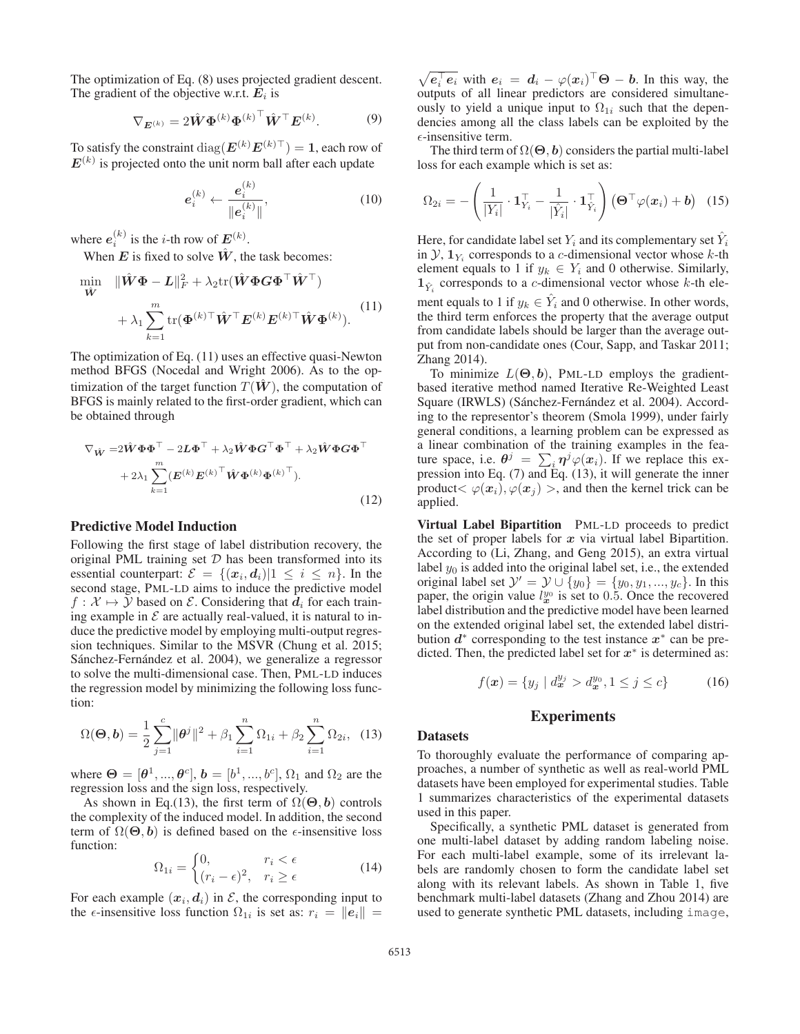The optimization of Eq. (8) uses projected gradient descent. The gradient of the objective w.r.t. $\boldsymbol{E}_i$ is

$$\nabla_{\boldsymbol{E}^{(k)}} = 2\hat{\boldsymbol{W}}\boldsymbol{\Phi}^{(k)}{\boldsymbol{\Phi}^{(k)}}^\top \hat{\boldsymbol{W}}^\top \boldsymbol{E}^{(k)}. \tag{9}$$

To satisfy the constraint $\mathrm{diag}(\boldsymbol{E}^{(k)}\boldsymbol{E}^{(k)\top}) = \mathbf{1}$, each row of $\boldsymbol{E}^{(k)}$ is projected onto the unit norm ball after each update

$$\boldsymbol{e}_i^{(k)} \leftarrow \frac{\boldsymbol{e}_i^{(k)}}{\|\boldsymbol{e}_i^{(k)}\|}, \tag{10}$$

where $\boldsymbol{e}_i^{(k)}$ is the $i$-th row of $\boldsymbol{E}^{(k)}$.

When $\boldsymbol{E}$ is fixed to solve $\hat{\boldsymbol{W}}$, the task becomes:

$$\begin{aligned}\min_{\hat{\boldsymbol{W}}} \quad & \|\hat{\boldsymbol{W}}\boldsymbol{\Phi} - \boldsymbol{L}\|_F^2 + \lambda_2 \mathrm{tr}(\hat{\boldsymbol{W}}\boldsymbol{\Phi}\boldsymbol{G}\boldsymbol{\Phi}^\top\hat{\boldsymbol{W}}^\top) \\ & + \lambda_1 \sum_{k=1}^{m} \mathrm{tr}(\boldsymbol{\Phi}^{(k)\top}\hat{\boldsymbol{W}}^\top \boldsymbol{E}^{(k)}\boldsymbol{E}^{(k)\top}\hat{\boldsymbol{W}}\boldsymbol{\Phi}^{(k)}).\end{aligned} \tag{11}$$

The optimization of Eq. (11) uses an effective quasi-Newton method BFGS (Nocedal and Wright 2006). As to the optimization of the target function $T(\hat{\boldsymbol{W}})$, the computation of BFGS is mainly related to the first-order gradient, which can be obtained through

$$\begin{aligned}\nabla_{\hat{\boldsymbol{W}}} =& 2\hat{\boldsymbol{W}}\boldsymbol{\Phi}\boldsymbol{\Phi}^\top - 2\boldsymbol{L}\boldsymbol{\Phi}^\top + \lambda_2\hat{\boldsymbol{W}}\boldsymbol{\Phi}\boldsymbol{G}^\top\boldsymbol{\Phi}^\top + \lambda_2\hat{\boldsymbol{W}}\boldsymbol{\Phi}\boldsymbol{G}\boldsymbol{\Phi}^\top \\ & + 2\lambda_1\sum_{k=1}^{m}(\boldsymbol{E}^{(k)}{\boldsymbol{E}^{(k)}}^\top\hat{\boldsymbol{W}}\boldsymbol{\Phi}^{(k)}{\boldsymbol{\Phi}^{(k)}}^\top).\end{aligned} \tag{12}$$

## Predictive Model Induction

Following the first stage of label distribution recovery, the original PML training set $\mathcal{D}$ has been transformed into its essential counterpart: $\mathcal{E} = \{(\boldsymbol{x}_i, \boldsymbol{d}_i) | 1 \leq i \leq n\}$. In the second stage, PML-LD aims to induce the predictive model $f : \mathcal{X} \mapsto \mathcal{Y}$ based on $\mathcal{E}$. Considering that $\boldsymbol{d}_i$ for each training example in $\mathcal{E}$ are actually real-valued, it is natural to induce the predictive model by employing multi-output regression techniques. Similar to the MSVR (Chung et al. 2015; Sánchez-Fernández et al. 2004), we generalize a regressor to solve the multi-dimensional case. Then, PML-LD induces the regression model by minimizing the following loss function:

$$\Omega(\boldsymbol{\Theta}, \boldsymbol{b}) = \frac{1}{2}\sum_{j=1}^{c}\|\boldsymbol{\theta}^j\|^2 + \beta_1\sum_{i=1}^{n}\Omega_{1i} + \beta_2\sum_{i=1}^{n}\Omega_{2i}, \tag{13}$$

where $\boldsymbol{\Theta} = [\boldsymbol{\theta}^1, ..., \boldsymbol{\theta}^c]$, $\boldsymbol{b} = [b^1, ..., b^c]$, $\Omega_1$ and $\Omega_2$ are the regression loss and the sign loss, respectively.

As shown in Eq.(13), the first term of $\Omega(\boldsymbol{\Theta}, \boldsymbol{b})$ controls the complexity of the induced model. In addition, the second term of $\Omega(\boldsymbol{\Theta}, \boldsymbol{b})$ is defined based on the $\epsilon$-insensitive loss function:

$$\Omega_{1i} = \begin{cases} 0, & r_i < \epsilon \\ (r_i - \epsilon)^2, & r_i \geq \epsilon \end{cases} \tag{14}$$

For each example $(\boldsymbol{x}_i, \boldsymbol{d}_i)$ in $\mathcal{E}$, the corresponding input to the $\epsilon$-insensitive loss function $\Omega_{1i}$ is set as: $r_i = \|\boldsymbol{e}_i\| = \sqrt{\boldsymbol{e}_i^\top\boldsymbol{e}_i}$ with $\boldsymbol{e}_i = \boldsymbol{d}_i - \varphi(\boldsymbol{x}_i)^\top\boldsymbol{\Theta} - \boldsymbol{b}$. In this way, the outputs of all linear predictors are considered simultaneously to yield a unique input to $\Omega_{1i}$ such that the dependencies among all the class labels can be exploited by the $\epsilon$-insensitive term.

The third term of $\Omega(\boldsymbol{\Theta}, \boldsymbol{b})$ considers the partial multi-label loss for each example which is set as:

$$\Omega_{2i} = -\left(\frac{1}{|Y_i|}\cdot\mathbf{1}_{Y_i}^\top - \frac{1}{|\hat{Y}_i|}\cdot\mathbf{1}_{\hat{Y}_i}^\top\right)\left(\boldsymbol{\Theta}^\top\varphi(\boldsymbol{x}_i) + \boldsymbol{b}\right) \tag{15}$$

Here, for candidate label set $Y_i$ and its complementary set $\hat{Y}_i$ in $\mathcal{Y}$, $\mathbf{1}_{Y_i}$ corresponds to a $c$-dimensional vector whose $k$-th element equals to 1 if $y_k \in Y_i$ and 0 otherwise. Similarly, $\mathbf{1}_{\hat{Y}_i}$ corresponds to a $c$-dimensional vector whose $k$-th element equals to 1 if $y_k \in \hat{Y}_i$ and 0 otherwise. In other words, the third term enforces the property that the average output from candidate labels should be larger than the average output from non-candidate ones (Cour, Sapp, and Taskar 2011; Zhang 2014).

To minimize $L(\boldsymbol{\Theta}, \boldsymbol{b})$, PML-LD employs the gradient-based iterative method named Iterative Re-Weighted Least Square (IRWLS) (Sánchez-Fernández et al. 2004). According to the representor's theorem (Smola 1999), under fairly general conditions, a learning problem can be expressed as a linear combination of the training examples in the feature space, i.e. $\boldsymbol{\theta}^j = \sum_i \boldsymbol{\eta}^j\varphi(\boldsymbol{x}_i)$. If we replace this expression into Eq. (7) and Eq. (13), it will generate the inner product$< \varphi(\boldsymbol{x}_i), \varphi(\boldsymbol{x}_j) >$, and then the kernel trick can be applied.

**Virtual Label Bipartition** PML-LD proceeds to predict the set of proper labels for $\boldsymbol{x}$ via virtual label Bipartition. According to (Li, Zhang, and Geng 2015), an extra virtual label $y_0$ is added into the original label set, i.e., the extended original label set $\mathcal{Y}' = \mathcal{Y} \cup \{y_0\} = \{y_0, y_1, ..., y_c\}$. In this paper, the origin value $l_{\boldsymbol{x}}^{y_0}$ is set to 0.5. Once the recovered label distribution and the predictive model have been learned on the extended original label set, the extended label distribution $\boldsymbol{d}^*$ corresponding to the test instance $\boldsymbol{x}^*$ can be predicted. Then, the predicted label set for $\boldsymbol{x}^*$ is determined as:

$$f(\boldsymbol{x}) = \{y_j \mid d_{\boldsymbol{x}}^{y_j} > d_{\boldsymbol{x}}^{y_0}, 1 \leq j \leq c\} \tag{16}$$

# Experiments

## Datasets

To thoroughly evaluate the performance of comparing approaches, a number of synthetic as well as real-world PML datasets have been employed for experimental studies. Table 1 summarizes characteristics of the experimental datasets used in this paper.

Specifically, a synthetic PML dataset is generated from one multi-label dataset by adding random labeling noise. For each multi-label example, some of its irrelevant labels are randomly chosen to form the candidate label set along with its relevant labels. As shown in Table 1, five benchmark multi-label datasets (Zhang and Zhou 2014) are used to generate synthetic PML datasets, including `image`,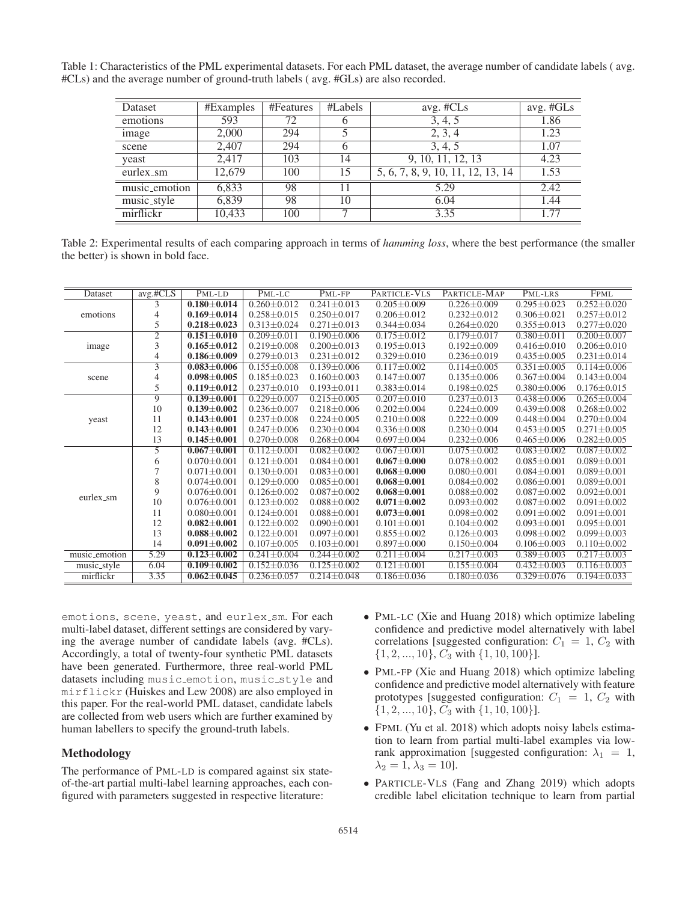Table 1: Characteristics of the PML experimental datasets. For each PML dataset, the average number of candidate labels ( avg. #CLs) and the average number of ground-truth labels ( avg. #GLs) are also recorded.

| Dataset | #Examples | #Features | #Labels | avg. #CLs | avg. #GLs |
|---|---|---|---|---|---|
| emotions | 593 | 72 | 6 | 3, 4, 5 | 1.86 |
| image | 2,000 | 294 | 5 | 2, 3, 4 | 1.23 |
| scene | 2,407 | 294 | 6 | 3, 4, 5 | 1.07 |
| yeast | 2,417 | 103 | 14 | 9, 10, 11, 12, 13 | 4.23 |
| eurlex_sm | 12,679 | 100 | 15 | 5, 6, 7, 8, 9, 10, 11, 12, 13, 14 | 1.53 |
| music_emotion | 6,833 | 98 | 11 | 5.29 | 2.42 |
| music_style | 6,839 | 98 | 10 | 6.04 | 1.44 |
| mirflickr | 10,433 | 100 | 7 | 3.35 | 1.77 |

Table 2: Experimental results of each comparing approach in terms of *hamming loss*, where the best performance (the smaller the better) is shown in bold face.

| Dataset | avg.#CLS | PML-LD | PML-LC | PML-FP | PARTICLE-VLS | PARTICLE-MAP | PML-LRS | FPML |
|---|---|---|---|---|---|---|---|---|
| emotions | 3 | **0.180±0.014** | 0.260±0.012 | 0.241±0.013 | 0.205±0.009 | 0.226±0.009 | 0.295±0.023 | 0.252±0.020 |
| | 4 | **0.169±0.014** | 0.258±0.015 | 0.250±0.017 | 0.206±0.012 | 0.232±0.012 | 0.306±0.021 | 0.257±0.012 |
| | 5 | **0.218±0.023** | 0.313±0.024 | 0.271±0.013 | 0.344±0.034 | 0.264±0.020 | 0.355±0.013 | 0.277±0.020 |
| image | 2 | **0.151±0.010** | 0.209±0.011 | 0.190±0.006 | 0.175±0.012 | 0.179±0.017 | 0.380±0.011 | 0.200±0.007 |
| | 3 | **0.165±0.012** | 0.219±0.008 | 0.200±0.013 | 0.195±0.013 | 0.192±0.009 | 0.416±0.010 | 0.206±0.010 |
| | 4 | **0.186±0.009** | 0.279±0.013 | 0.231±0.012 | 0.329±0.010 | 0.236±0.019 | 0.435±0.005 | 0.231±0.014 |
| scene | 3 | **0.083±0.006** | 0.155±0.008 | 0.139±0.006 | 0.117±0.002 | 0.114±0.005 | 0.351±0.005 | 0.114±0.006 |
| | 4 | **0.098±0.005** | 0.185±0.023 | 0.160±0.003 | 0.147±0.007 | 0.135±0.006 | 0.367±0.004 | 0.143±0.004 |
| | 5 | **0.119±0.012** | 0.237±0.010 | 0.193±0.011 | 0.383±0.014 | 0.198±0.025 | 0.380±0.006 | 0.176±0.015 |
| yeast | 9 | **0.139±0.001** | 0.229±0.007 | 0.215±0.005 | 0.207±0.010 | 0.237±0.013 | 0.438±0.006 | 0.265±0.004 |
| | 10 | **0.139±0.002** | 0.236±0.007 | 0.218±0.006 | 0.202±0.004 | 0.224±0.009 | 0.439±0.008 | 0.268±0.002 |
| | 11 | **0.143±0.001** | 0.237±0.008 | 0.224±0.005 | 0.210±0.008 | 0.222±0.009 | 0.448±0.004 | 0.270±0.004 |
| | 12 | **0.143±0.001** | 0.247±0.006 | 0.230±0.004 | 0.336±0.008 | 0.230±0.004 | 0.453±0.005 | 0.271±0.005 |
| | 13 | **0.145±0.001** | 0.270±0.008 | 0.268±0.004 | 0.697±0.004 | 0.232±0.006 | 0.465±0.006 | 0.282±0.005 |
| eurlex_sm | 5 | **0.067±0.001** | 0.112±0.001 | 0.082±0.002 | 0.067±0.001 | 0.075±0.002 | 0.083±0.002 | 0.087±0.002 |
| | 6 | 0.070±0.001 | 0.121±0.001 | 0.084±0.001 | **0.067±0.000** | 0.078±0.002 | 0.085±0.001 | 0.089±0.001 |
| | 7 | 0.071±0.001 | 0.130±0.001 | 0.083±0.001 | **0.068±0.000** | 0.080±0.001 | 0.084±0.001 | 0.089±0.001 |
| | 8 | 0.074±0.001 | 0.129±0.000 | 0.085±0.001 | **0.068±0.001** | 0.084±0.002 | 0.086±0.001 | 0.089±0.001 |
| | 9 | 0.076±0.001 | 0.126±0.002 | 0.087±0.002 | **0.068±0.001** | 0.088±0.002 | 0.087±0.002 | 0.092±0.001 |
| | 10 | 0.076±0.001 | 0.123±0.002 | 0.088±0.002 | **0.071±0.002** | 0.093±0.002 | 0.087±0.002 | 0.091±0.002 |
| | 11 | 0.080±0.001 | 0.124±0.001 | 0.088±0.001 | **0.073±0.001** | 0.098±0.002 | 0.091±0.002 | 0.091±0.001 |
| | 12 | **0.082±0.001** | 0.122±0.002 | 0.090±0.001 | 0.101±0.001 | 0.104±0.002 | 0.093±0.001 | 0.095±0.001 |
| | 13 | **0.088±0.002** | 0.122±0.001 | 0.097±0.001 | 0.855±0.002 | 0.126±0.003 | 0.098±0.002 | 0.099±0.003 |
| | 14 | **0.091±0.002** | 0.107±0.005 | 0.103±0.001 | 0.897±0.000 | 0.150±0.004 | 0.106±0.003 | 0.110±0.002 |
| music_emotion | 5.29 | **0.123±0.002** | 0.241±0.004 | 0.244±0.002 | 0.211±0.004 | 0.217±0.003 | 0.389±0.003 | 0.217±0.003 |
| music_style | 6.04 | **0.109±0.002** | 0.152±0.036 | 0.125±0.002 | 0.121±0.001 | 0.155±0.004 | 0.432±0.003 | 0.116±0.003 |
| mirflickr | 3.35 | **0.062±0.045** | 0.236±0.057 | 0.214±0.048 | 0.186±0.036 | 0.180±0.036 | 0.329±0.076 | 0.194±0.033 |

emotions, scene, yeast, and eurlex_sm. For each multi-label dataset, different settings are considered by varying the average number of candidate labels (avg. #CLs). Accordingly, a total of twenty-four synthetic PML datasets have been generated. Furthermore, three real-world PML datasets including music_emotion, music_style and mirflickr (Huiskes and Lew 2008) are also employed in this paper. For the real-world PML dataset, candidate labels are collected from web users which are further examined by human labellers to specify the ground-truth labels.

## Methodology

The performance of PML-LD is compared against six state-of-the-art partial multi-label learning approaches, each configured with parameters suggested in respective literature:

- PML-LC (Xie and Huang 2018) which optimize labeling confidence and predictive model alternatively with label correlations [suggested configuration: $C_1 = 1$, $C_2$ with $\{1, 2, ..., 10\}$, $C_3$ with $\{1, 10, 100\}$].
- PML-FP (Xie and Huang 2018) which optimize labeling confidence and predictive model alternatively with feature prototypes [suggested configuration: $C_1 = 1$, $C_2$ with $\{1, 2, ..., 10\}$, $C_3$ with $\{1, 10, 100\}$].
- FPML (Yu et al. 2018) which adopts noisy labels estimation to learn from partial multi-label examples via low-rank approximation [suggested configuration: $\lambda_1 = 1$, $\lambda_2 = 1$, $\lambda_3 = 10$].
- PARTICLE-VLS (Fang and Zhang 2019) which adopts credible label elicitation technique to learn from partial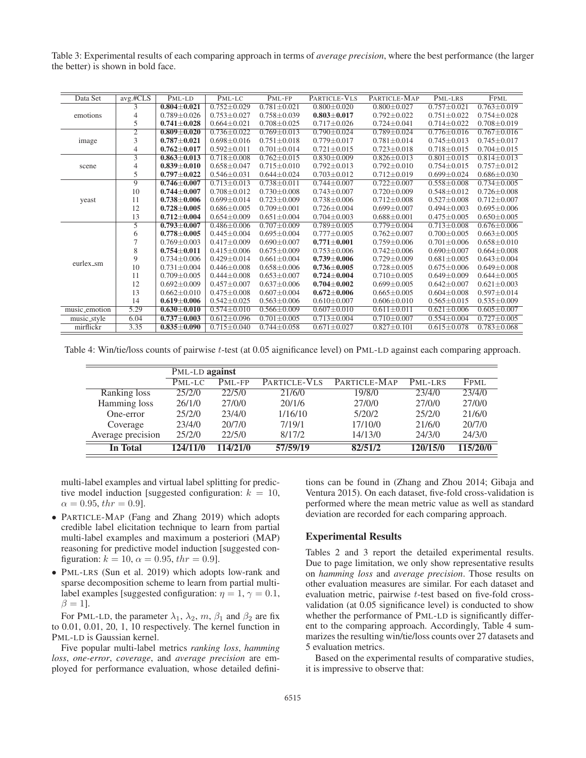Table 3: Experimental results of each comparing approach in terms of *average precision*, where the best performance (the larger the better) is shown in bold face.

| Data Set | avg.#CLS | PML-LD | PML-LC | PML-FP | PARTICLE-VLS | PARTICLE-MAP | PML-LRS | FPML |
|---|---|---|---|---|---|---|---|---|
| emotions | 3 | **0.804±0.021** | 0.752±0.029 | 0.781±0.021 | 0.800±0.020 | 0.800±0.027 | 0.757±0.021 | 0.763±0.019 |
| | 4 | 0.789±0.026 | 0.753±0.027 | 0.758±0.039 | **0.803±0.017** | 0.792±0.022 | 0.751±0.022 | 0.754±0.028 |
| | 5 | **0.741±0.028** | 0.664±0.021 | 0.708±0.025 | 0.717±0.026 | 0.724±0.041 | 0.714±0.022 | 0.708±0.019 |
| image | 2 | **0.809±0.020** | 0.736±0.022 | 0.769±0.013 | 0.790±0.024 | 0.789±0.024 | 0.776±0.016 | 0.767±0.016 |
| | 3 | **0.787±0.021** | 0.698±0.016 | 0.751±0.018 | 0.779±0.017 | 0.781±0.014 | 0.745±0.013 | 0.745±0.017 |
| | 4 | **0.762±0.017** | 0.592±0.011 | 0.701±0.014 | 0.721±0.015 | 0.723±0.018 | 0.718±0.015 | 0.704±0.015 |
| scene | 3 | **0.863±0.013** | 0.718±0.008 | 0.762±0.015 | 0.830±0.009 | 0.826±0.013 | 0.801±0.015 | 0.814±0.013 |
| | 4 | **0.839±0.010** | 0.658±0.047 | 0.715±0.010 | 0.792±0.013 | 0.792±0.010 | 0.754±0.015 | 0.757±0.012 |
| | 5 | **0.797±0.022** | 0.546±0.031 | 0.644±0.024 | 0.703±0.012 | 0.712±0.019 | 0.699±0.024 | 0.686±0.030 |
| yeast | 9 | **0.746±0.007** | 0.713±0.013 | 0.738±0.011 | 0.744±0.007 | 0.722±0.007 | 0.558±0.008 | 0.734±0.005 |
| | 10 | **0.744±0.007** | 0.708±0.012 | 0.730±0.008 | 0.743±0.007 | 0.720±0.009 | 0.548±0.012 | 0.726±0.008 |
| | 11 | **0.738±0.006** | 0.699±0.014 | 0.723±0.009 | 0.738±0.006 | 0.712±0.008 | 0.527±0.008 | 0.712±0.008 |
| | 12 | **0.728±0.005** | 0.686±0.005 | 0.709±0.001 | 0.726±0.004 | 0.699±0.007 | 0.494±0.003 | 0.695±0.006 |
| | 13 | **0.712±0.004** | 0.654±0.009 | 0.651±0.004 | 0.704±0.003 | 0.688±0.001 | 0.475±0.005 | 0.650±0.005 |
| eurlex_sm | 5 | **0.793±0.007** | 0.486±0.006 | 0.707±0.009 | 0.789±0.005 | 0.779±0.004 | 0.713±0.008 | 0.676±0.006 |
| | 6 | **0.778±0.005** | 0.445±0.004 | 0.695±0.004 | 0.777±0.005 | 0.762±0.007 | 0.700±0.005 | 0.663±0.005 |
| | 7 | 0.769±0.003 | 0.417±0.009 | 0.690±0.007 | **0.771±0.001** | 0.759±0.006 | 0.701±0.006 | 0.658±0.010 |
| | 8 | **0.754±0.011** | 0.415±0.006 | 0.675±0.009 | 0.753±0.006 | 0.742±0.006 | 0.690±0.007 | 0.664±0.008 |
| | 9 | 0.734±0.006 | 0.429±0.014 | 0.661±0.004 | **0.739±0.006** | 0.729±0.009 | 0.681±0.005 | 0.643±0.004 |
| | 10 | 0.731±0.004 | 0.446±0.008 | 0.658±0.006 | **0.736±0.005** | 0.728±0.005 | 0.675±0.006 | 0.649±0.008 |
| | 11 | 0.709±0.005 | 0.444±0.008 | 0.653±0.007 | **0.724±0.004** | 0.710±0.005 | 0.649±0.009 | 0.644±0.005 |
| | 12 | 0.692±0.009 | 0.457±0.007 | 0.637±0.006 | **0.704±0.002** | 0.699±0.005 | 0.642±0.007 | 0.621±0.003 |
| | 13 | 0.662±0.010 | 0.475±0.008 | 0.607±0.004 | **0.672±0.006** | 0.665±0.005 | 0.604±0.008 | 0.597±0.014 |
| | 14 | **0.619±0.006** | 0.542±0.025 | 0.563±0.006 | 0.610±0.007 | 0.606±0.010 | 0.565±0.015 | 0.535±0.009 |
| music_emotion | 5.29 | **0.630±0.010** | 0.574±0.010 | 0.566±0.009 | 0.607±0.010 | 0.611±0.011 | 0.621±0.006 | 0.605±0.007 |
| music_style | 6.04 | **0.737±0.003** | 0.612±0.096 | 0.701±0.005 | 0.713±0.004 | 0.710±0.007 | 0.554±0.004 | 0.727±0.005 |
| mirflickr | 3.35 | **0.835±0.090** | 0.715±0.040 | 0.744±0.058 | 0.671±0.027 | 0.827±0.101 | 0.615±0.078 | 0.783±0.068 |

Table 4: Win/tie/loss counts of pairwise $t$-test (at 0.05 significance level) on PML-LD against each comparing approach.

| | PML-LD **against** | | | | | |
|---|---|---|---|---|---|---|
| | PML-LC | PML-FP | PARTICLE-VLS | PARTICLE-MAP | PML-LRS | FPML |
| Ranking loss | 25/2/0 | 22/5/0 | 21/6/0 | 19/8/0 | 23/4/0 | 23/4/0 |
| Hamming loss | 26/1/0 | 27/0/0 | 20/1/6 | 27/0/0 | 27/0/0 | 27/0/0 |
| One-error | 25/2/0 | 23/4/0 | 1/16/10 | 5/20/2 | 25/2/0 | 21/6/0 |
| Coverage | 23/4/0 | 20/7/0 | 7/19/1 | 17/10/0 | 21/6/0 | 20/7/0 |
| Average precision | 25/2/0 | 22/5/0 | 8/17/2 | 14/13/0 | 24/3/0 | 24/3/0 |
| **In Total** | **124/11/0** | **114/21/0** | **57/59/19** | **82/51/2** | **120/15/0** | **115/20/0** |

multi-label examples and virtual label splitting for predictive model induction [suggested configuration: $k = 10$, $\alpha = 0.95$, $thr = 0.9$].

- PARTICLE-MAP (Fang and Zhang 2019) which adopts credible label elicitation technique to learn from partial multi-label examples and maximum a posteriori (MAP) reasoning for predictive model induction [suggested configuration: $k = 10$, $\alpha = 0.95$, $thr = 0.9$].
- PML-LRS (Sun et al. 2019) which adopts low-rank and sparse decomposition scheme to learn from partial multi-label examples [suggested configuration: $\eta = 1$, $\gamma = 0.1$, $\beta = 1$].

For PML-LD, the parameter $\lambda_1$, $\lambda_2$, $m$, $\beta_1$ and $\beta_2$ are fix to 0.01, 0.01, 20, 1, 10 respectively. The kernel function in PML-LD is Gaussian kernel.

Five popular multi-label metrics *ranking loss*, *hamming loss*, *one-error*, *coverage*, and *average precision* are employed for performance evaluation, whose detailed definitions can be found in (Zhang and Zhou 2014; Gibaja and Ventura 2015). On each dataset, five-fold cross-validation is performed where the mean metric value as well as standard deviation are recorded for each comparing approach.

## Experimental Results

Tables 2 and 3 report the detailed experimental results. Due to page limitation, we only show representative results on *hamming loss* and *average precision*. Those results on other evaluation measures are similar. For each dataset and evaluation metric, pairwise $t$-test based on five-fold cross-validation (at 0.05 significance level) is conducted to show whether the performance of PML-LD is significantly different to the comparing approach. Accordingly, Table 4 summarizes the resulting win/tie/loss counts over 27 datasets and 5 evaluation metrics.

Based on the experimental results of comparative studies, it is impressive to observe that: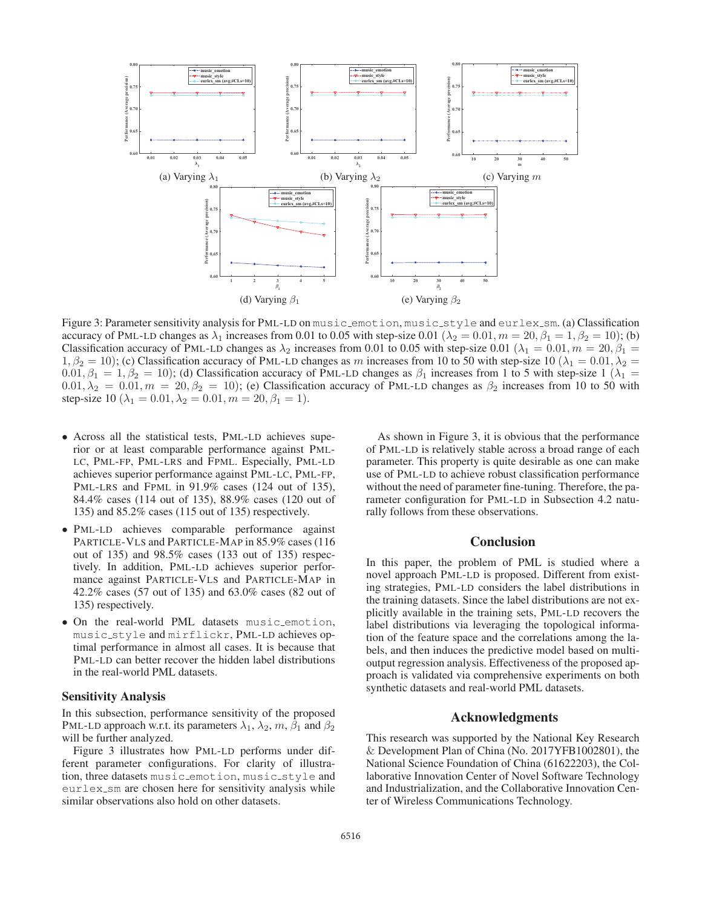(a) Varying $\lambda_1$

(b) Varying $\lambda_2$

(c) Varying $m$

(d) Varying $\beta_1$

(e) Varying $\beta_2$

Figure 3: Parameter sensitivity analysis for PML-LD on music_emotion, music_style and eurlex_sm. (a) Classification accuracy of PML-LD changes as $\lambda_1$ increases from 0.01 to 0.05 with step-size 0.01 ($\lambda_2 = 0.01, m = 20, \beta_1 = 1, \beta_2 = 10$); (b) Classification accuracy of PML-LD changes as $\lambda_2$ increases from 0.01 to 0.05 with step-size 0.01 ($\lambda_1 = 0.01, m = 20, \beta_1 = 1, \beta_2 = 10$); (c) Classification accuracy of PML-LD changes as $m$ increases from 10 to 50 with step-size 10 ($\lambda_1 = 0.01, \lambda_2 = 0.01, \beta_1 = 1, \beta_2 = 10$); (d) Classification accuracy of PML-LD changes as $\beta_1$ increases from 1 to 5 with step-size 1 ($\lambda_1 = 0.01, \lambda_2 = 0.01, m = 20, \beta_2 = 10$); (e) Classification accuracy of PML-LD changes as $\beta_2$ increases from 10 to 50 with step-size 10 ($\lambda_1 = 0.01, \lambda_2 = 0.01, m = 20, \beta_1 = 1$).

- Across all the statistical tests, PML-LD achieves superior or at least comparable performance against PML-LC, PML-FP, PML-LRS and FPML. Especially, PML-LD achieves superior performance against PML-LC, PML-FP, PML-LRS and FPML in 91.9% cases (124 out of 135), 84.4% cases (114 out of 135), 88.9% cases (120 out of 135) and 85.2% cases (115 out of 135) respectively.
- PML-LD achieves comparable performance against PARTICLE-VLS and PARTICLE-MAP in 85.9% cases (116 out of 135) and 98.5% cases (133 out of 135) respectively. In addition, PML-LD achieves superior performance against PARTICLE-VLS and PARTICLE-MAP in 42.2% cases (57 out of 135) and 63.0% cases (82 out of 135) respectively.
- On the real-world PML datasets music_emotion, music_style and mirflickr, PML-LD achieves optimal performance in almost all cases. It is because that PML-LD can better recover the hidden label distributions in the real-world PML datasets.

## Sensitivity Analysis

In this subsection, performance sensitivity of the proposed PML-LD approach w.r.t. its parameters $\lambda_1$, $\lambda_2$, $m$, $\beta_1$ and $\beta_2$ will be further analyzed.

Figure 3 illustrates how PML-LD performs under different parameter configurations. For clarity of illustration, three datasets music_emotion, music_style and eurlex_sm are chosen here for sensitivity analysis while similar observations also hold on other datasets.

As shown in Figure 3, it is obvious that the performance of PML-LD is relatively stable across a broad range of each parameter. This property is quite desirable as one can make use of PML-LD to achieve robust classification performance without the need of parameter fine-tuning. Therefore, the parameter configuration for PML-LD in Subsection 4.2 naturally follows from these observations.

## Conclusion

In this paper, the problem of PML is studied where a novel approach PML-LD is proposed. Different from existing strategies, PML-LD considers the label distributions in the training datasets. Since the label distributions are not explicitly available in the training sets, PML-LD recovers the label distributions via leveraging the topological information of the feature space and the correlations among the labels, and then induces the predictive model based on multi-output regression analysis. Effectiveness of the proposed approach is validated via comprehensive experiments on both synthetic datasets and real-world PML datasets.

## Acknowledgments

This research was supported by the National Key Research & Development Plan of China (No. 2017YFB1002801), the National Science Foundation of China (61622203), the Collaborative Innovation Center of Novel Software Technology and Industrialization, and the Collaborative Innovation Center of Wireless Communications Technology.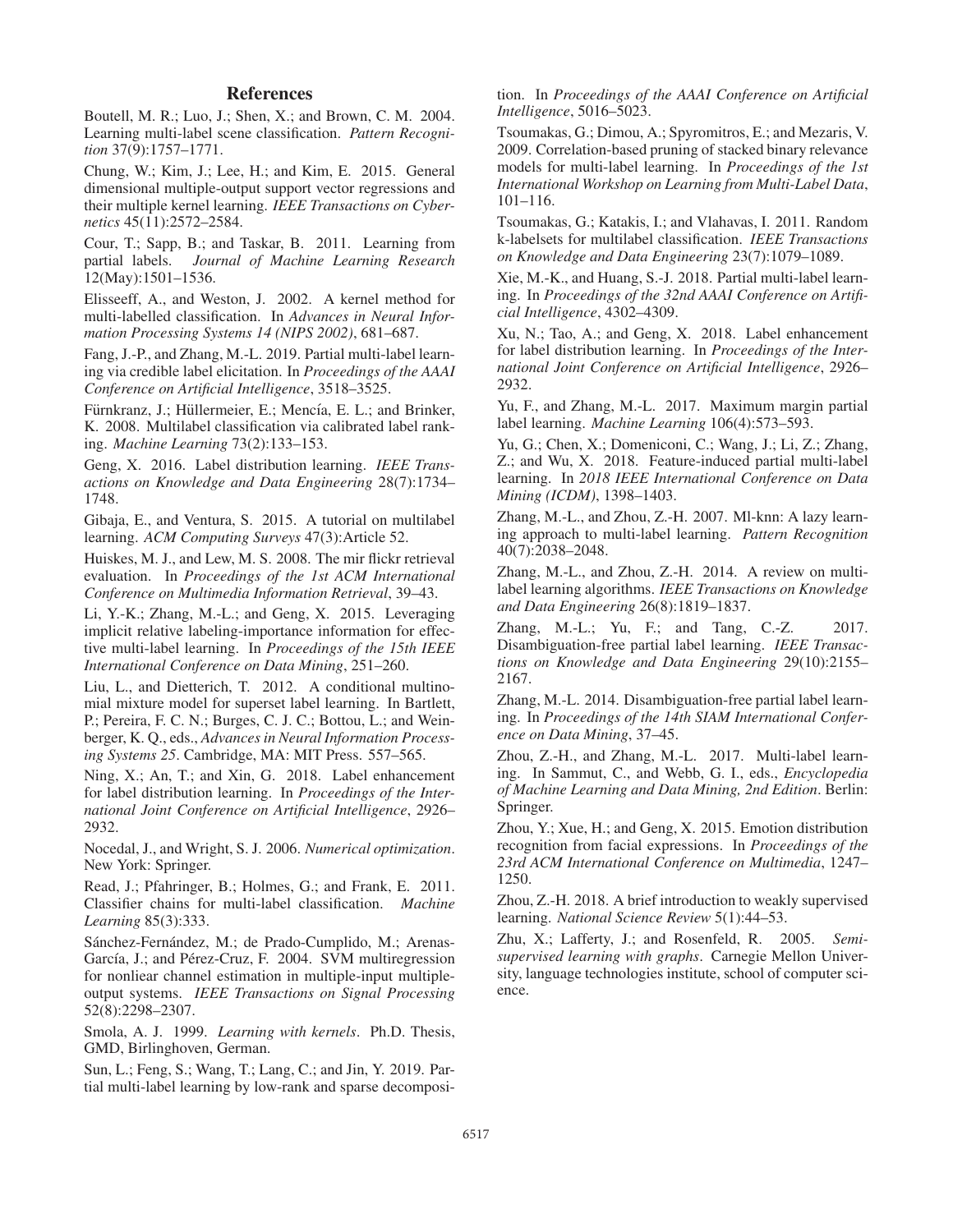## References

Boutell, M. R.; Luo, J.; Shen, X.; and Brown, C. M. 2004. Learning multi-label scene classification. *Pattern Recognition* 37(9):1757–1771.

Chung, W.; Kim, J.; Lee, H.; and Kim, E. 2015. General dimensional multiple-output support vector regressions and their multiple kernel learning. *IEEE Transactions on Cybernetics* 45(11):2572–2584.

Cour, T.; Sapp, B.; and Taskar, B. 2011. Learning from partial labels. *Journal of Machine Learning Research* 12(May):1501–1536.

Elisseeff, A., and Weston, J. 2002. A kernel method for multi-labelled classification. In *Advances in Neural Information Processing Systems 14 (NIPS 2002)*, 681–687.

Fang, J.-P., and Zhang, M.-L. 2019. Partial multi-label learning via credible label elicitation. In *Proceedings of the AAAI Conference on Artificial Intelligence*, 3518–3525.

Fürnkranz, J.; Hüllermeier, E.; Mencía, E. L.; and Brinker, K. 2008. Multilabel classification via calibrated label ranking. *Machine Learning* 73(2):133–153.

Geng, X. 2016. Label distribution learning. *IEEE Transactions on Knowledge and Data Engineering* 28(7):1734–1748.

Gibaja, E., and Ventura, S. 2015. A tutorial on multilabel learning. *ACM Computing Surveys* 47(3):Article 52.

Huiskes, M. J., and Lew, M. S. 2008. The mir flickr retrieval evaluation. In *Proceedings of the 1st ACM International Conference on Multimedia Information Retrieval*, 39–43.

Li, Y.-K.; Zhang, M.-L.; and Geng, X. 2015. Leveraging implicit relative labeling-importance information for effective multi-label learning. In *Proceedings of the 15th IEEE International Conference on Data Mining*, 251–260.

Liu, L., and Dietterich, T. 2012. A conditional multinomial mixture model for superset label learning. In Bartlett, P.; Pereira, F. C. N.; Burges, C. J. C.; Bottou, L.; and Weinberger, K. Q., eds., *Advances in Neural Information Processing Systems 25*. Cambridge, MA: MIT Press. 557–565.

Ning, X.; An, T.; and Xin, G. 2018. Label enhancement for label distribution learning. In *Proceedings of the International Joint Conference on Artificial Intelligence*, 2926–2932.

Nocedal, J., and Wright, S. J. 2006. *Numerical optimization*. New York: Springer.

Read, J.; Pfahringer, B.; Holmes, G.; and Frank, E. 2011. Classifier chains for multi-label classification. *Machine Learning* 85(3):333.

Sánchez-Fernández, M.; de Prado-Cumplido, M.; Arenas-García, J.; and Pérez-Cruz, F. 2004. SVM multiregression for nonliear channel estimation in multiple-input multiple-output systems. *IEEE Transactions on Signal Processing* 52(8):2298–2307.

Smola, A. J. 1999. *Learning with kernels*. Ph.D. Thesis, GMD, Birlinghoven, German.

Sun, L.; Feng, S.; Wang, T.; Lang, C.; and Jin, Y. 2019. Partial multi-label learning by low-rank and sparse decomposition. In *Proceedings of the AAAI Conference on Artificial Intelligence*, 5016–5023.

Tsoumakas, G.; Dimou, A.; Spyromitros, E.; and Mezaris, V. 2009. Correlation-based pruning of stacked binary relevance models for multi-label learning. In *Proceedings of the 1st International Workshop on Learning from Multi-Label Data*, 101–116.

Tsoumakas, G.; Katakis, I.; and Vlahavas, I. 2011. Random k-labelsets for multilabel classification. *IEEE Transactions on Knowledge and Data Engineering* 23(7):1079–1089.

Xie, M.-K., and Huang, S.-J. 2018. Partial multi-label learning. In *Proceedings of the 32nd AAAI Conference on Artificial Intelligence*, 4302–4309.

Xu, N.; Tao, A.; and Geng, X. 2018. Label enhancement for label distribution learning. In *Proceedings of the International Joint Conference on Artificial Intelligence*, 2926–2932.

Yu, F., and Zhang, M.-L. 2017. Maximum margin partial label learning. *Machine Learning* 106(4):573–593.

Yu, G.; Chen, X.; Domeniconi, C.; Wang, J.; Li, Z.; Zhang, Z.; and Wu, X. 2018. Feature-induced partial multi-label learning. In *2018 IEEE International Conference on Data Mining (ICDM)*, 1398–1403.

Zhang, M.-L., and Zhou, Z.-H. 2007. Ml-knn: A lazy learning approach to multi-label learning. *Pattern Recognition* 40(7):2038–2048.

Zhang, M.-L., and Zhou, Z.-H. 2014. A review on multi-label learning algorithms. *IEEE Transactions on Knowledge and Data Engineering* 26(8):1819–1837.

Zhang, M.-L.; Yu, F.; and Tang, C.-Z. 2017. Disambiguation-free partial label learning. *IEEE Transactions on Knowledge and Data Engineering* 29(10):2155–2167.

Zhang, M.-L. 2014. Disambiguation-free partial label learning. In *Proceedings of the 14th SIAM International Conference on Data Mining*, 37–45.

Zhou, Z.-H., and Zhang, M.-L. 2017. Multi-label learning. In Sammut, C., and Webb, G. I., eds., *Encyclopedia of Machine Learning and Data Mining, 2nd Edition*. Berlin: Springer.

Zhou, Y.; Xue, H.; and Geng, X. 2015. Emotion distribution recognition from facial expressions. In *Proceedings of the 23rd ACM International Conference on Multimedia*, 1247–1250.

Zhou, Z.-H. 2018. A brief introduction to weakly supervised learning. *National Science Review* 5(1):44–53.

Zhu, X.; Lafferty, J.; and Rosenfeld, R. 2005. *Semi-supervised learning with graphs*. Carnegie Mellon University, language technologies institute, school of computer science.